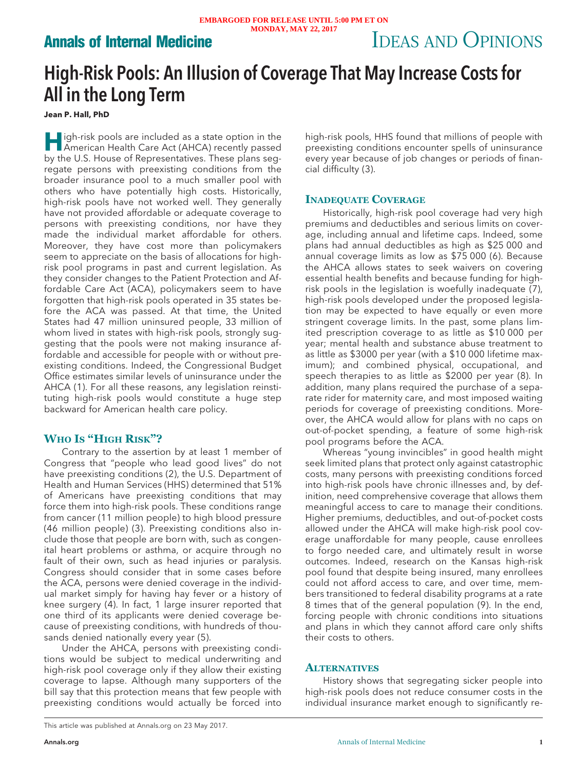EMBARGOED FOR RELEASE UNTIL 5:00 PM ET ON MONDAY, MAY 22, 2017

# High-Risk Pools: An Illusion of Coverage That May Increase Costs for All in the Long Term

**Jean P. Hall, PhD**

High-risk pools are included as a state option in the American Health Care Act (AHCA) recently passed by the U.S. House of Representatives. These plans segregate persons with preexisting conditions from the broader insurance pool to a much smaller pool with others who have potentially high costs. Historically, high-risk pools have not worked well. They generally have not provided affordable or adequate coverage to persons with preexisting conditions, nor have they made the individual market affordable for others. Moreover, they have cost more than policymakers seem to appreciate on the basis of allocations for high-risk pool programs in past and current legislation. As they consider changes to the Patient Protection and Affordable Care Act (ACA), policymakers seem to have forgotten that high-risk pools operated in 35 states before the ACA was passed. At that time, the United States had 47 million uninsured people, 33 million of whom lived in states with high-risk pools, strongly suggesting that the pools were not making insurance affordable and accessible for people with or without preexisting conditions. Indeed, the Congressional Budget Office estimates similar levels of uninsurance under the AHCA (1). For all these reasons, any legislation reinstituting high-risk pools would constitute a huge step backward for American health care policy.

## Who Is "High Risk"?

Contrary to the assertion by at least 1 member of Congress that "people who lead good lives" do not have preexisting conditions (2), the U.S. Department of Health and Human Services (HHS) determined that 51% of Americans have preexisting conditions that may force them into high-risk pools. These conditions range from cancer (11 million people) to high blood pressure (46 million people) (3). Preexisting conditions also include those that people are born with, such as congenital heart problems or asthma, or acquire through no fault of their own, such as head injuries or paralysis. Congress should consider that in some cases before the ACA, persons were denied coverage in the individual market simply for having hay fever or a history of knee surgery (4). In fact, 1 large insurer reported that one third of its applicants were denied coverage because of preexisting conditions, with hundreds of thousands denied nationally every year (5).

Under the AHCA, persons with preexisting conditions would be subject to medical underwriting and high-risk pool coverage only if they allow their existing coverage to lapse. Although many supporters of the bill say that this protection means that few people with preexisting conditions would actually be forced into high-risk pools, HHS found that millions of people with preexisting conditions encounter spells of uninsurance every year because of job changes or periods of financial difficulty (3).

## Inadequate Coverage

Historically, high-risk pool coverage had very high premiums and deductibles and serious limits on coverage, including annual and lifetime caps. Indeed, some plans had annual deductibles as high as $25 000 and annual coverage limits as low as $75 000 (6). Because the AHCA allows states to seek waivers on covering essential health benefits and because funding for high-risk pools in the legislation is woefully inadequate (7), high-risk pools developed under the proposed legislation may be expected to have equally or even more stringent coverage limits. In the past, some plans limited prescription coverage to as little as $10 000 per year; mental health and substance abuse treatment to as little as $3000 per year (with a $10 000 lifetime maximum); and combined physical, occupational, and speech therapies to as little as $2000 per year (8). In addition, many plans required the purchase of a separate rider for maternity care, and most imposed waiting periods for coverage of preexisting conditions. Moreover, the AHCA would allow for plans with no caps on out-of-pocket spending, a feature of some high-risk pool programs before the ACA.

Whereas "young invincibles" in good health might seek limited plans that protect only against catastrophic costs, many persons with preexisting conditions forced into high-risk pools have chronic illnesses and, by definition, need comprehensive coverage that allows them meaningful access to care to manage their conditions. Higher premiums, deductibles, and out-of-pocket costs allowed under the AHCA will make high-risk pool coverage unaffordable for many people, cause enrollees to forgo needed care, and ultimately result in worse outcomes. Indeed, research on the Kansas high-risk pool found that despite being insured, many enrollees could not afford access to care, and over time, members transitioned to federal disability programs at a rate 8 times that of the general population (9). In the end, forcing people with chronic conditions into situations and plans in which they cannot afford care only shifts their costs to others.

## Alternatives

History shows that segregating sicker people into high-risk pools does not reduce consumer costs in the individual insurance market enough to significantly re-

This article was published at Annals.org on 23 May 2017.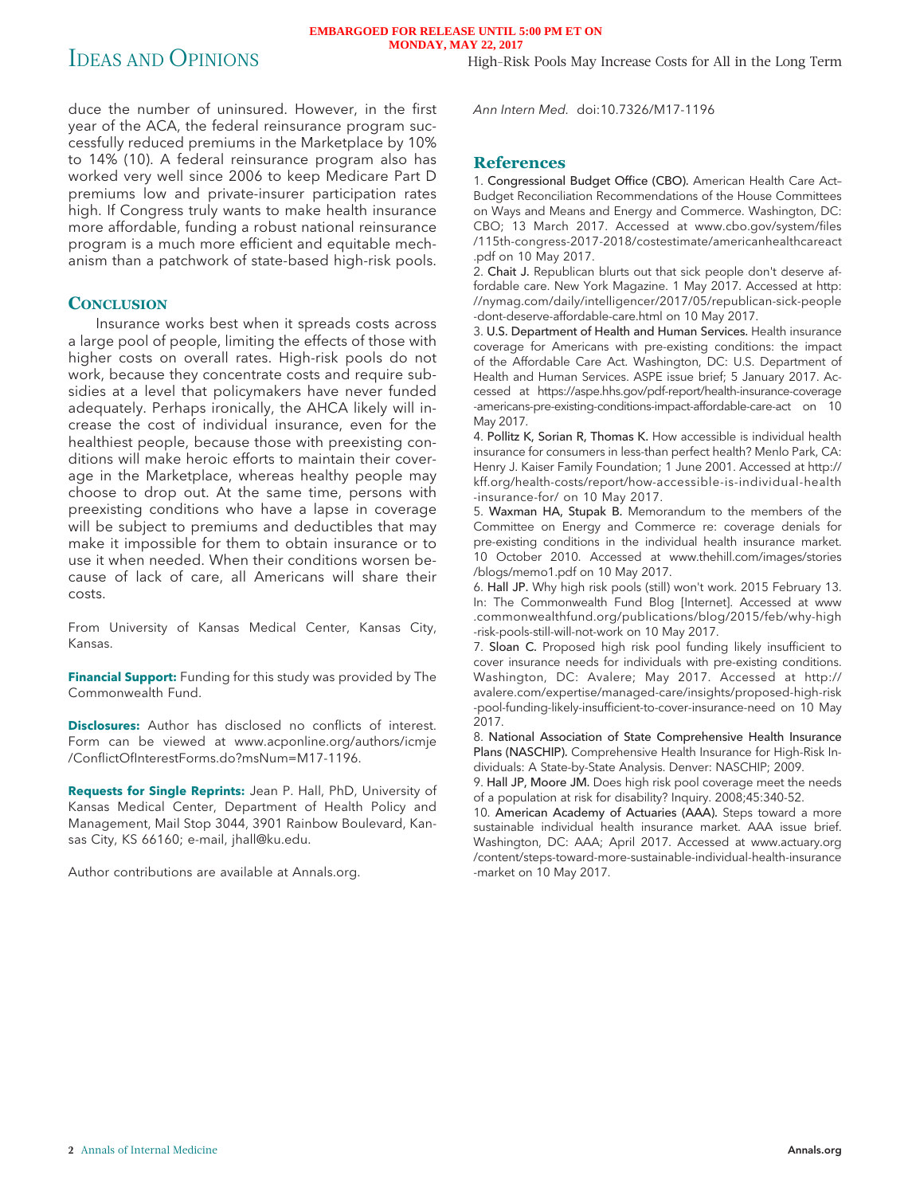duce the number of uninsured. However, in the first year of the ACA, the federal reinsurance program successfully reduced premiums in the Marketplace by 10% to 14% (10). A federal reinsurance program also has worked very well since 2006 to keep Medicare Part D premiums low and private-insurer participation rates high. If Congress truly wants to make health insurance more affordable, funding a robust national reinsurance program is a much more efficient and equitable mechanism than a patchwork of state-based high-risk pools.

## Conclusion

Insurance works best when it spreads costs across a large pool of people, limiting the effects of those with higher costs on overall rates. High-risk pools do not work, because they concentrate costs and require subsidies at a level that policymakers have never funded adequately. Perhaps ironically, the AHCA likely will increase the cost of individual insurance, even for the healthiest people, because those with preexisting conditions will make heroic efforts to maintain their coverage in the Marketplace, whereas healthy people may choose to drop out. At the same time, persons with preexisting conditions who have a lapse in coverage will be subject to premiums and deductibles that may make it impossible for them to obtain insurance or to use it when needed. When their conditions worsen because of lack of care, all Americans will share their costs.

From University of Kansas Medical Center, Kansas City, Kansas.

**Financial Support:** Funding for this study was provided by The Commonwealth Fund.

**Disclosures:** Author has disclosed no conflicts of interest. Form can be viewed at www.acponline.org/authors/icmje/ConflictOfInterestForms.do?msNum=M17-1196.

**Requests for Single Reprints:** Jean P. Hall, PhD, University of Kansas Medical Center, Department of Health Policy and Management, Mail Stop 3044, 3901 Rainbow Boulevard, Kansas City, KS 66160; e-mail, jhall@ku.edu.

Author contributions are available at Annals.org.

*Ann Intern Med.* doi:10.7326/M17-1196

## References

1. Congressional Budget Office (CBO). American Health Care Act–Budget Reconciliation Recommendations of the House Committees on Ways and Means and Energy and Commerce. Washington, DC: CBO; 13 March 2017. Accessed at www.cbo.gov/system/files/115th-congress-2017-2018/costestimate/americanhealthcareact.pdf on 10 May 2017.
2. Chait J. Republican blurts out that sick people don't deserve affordable care. New York Magazine. 1 May 2017. Accessed at http://nymag.com/daily/intelligencer/2017/05/republican-sick-people-dont-deserve-affordable-care.html on 10 May 2017.
3. U.S. Department of Health and Human Services. Health insurance coverage for Americans with pre-existing conditions: the impact of the Affordable Care Act. Washington, DC: U.S. Department of Health and Human Services. ASPE issue brief; 5 January 2017. Accessed at https://aspe.hhs.gov/pdf-report/health-insurance-coverage-americans-pre-existing-conditions-impact-affordable-care-act on 10 May 2017.
4. Pollitz K, Sorian R, Thomas K. How accessible is individual health insurance for consumers in less-than perfect health? Menlo Park, CA: Henry J. Kaiser Family Foundation; 1 June 2001. Accessed at http://kff.org/health-costs/report/how-accessible-is-individual-health-insurance-for/ on 10 May 2017.
5. Waxman HA, Stupak B. Memorandum to the members of the Committee on Energy and Commerce re: coverage denials for pre-existing conditions in the individual health insurance market. 10 October 2010. Accessed at www.thehill.com/images/stories/blogs/memo1.pdf on 10 May 2017.
6. Hall JP. Why high risk pools (still) won't work. 2015 February 13. In: The Commonwealth Fund Blog [Internet]. Accessed at www.commonwealthfund.org/publications/blog/2015/feb/why-high-risk-pools-still-will-not-work on 10 May 2017.
7. Sloan C. Proposed high risk pool funding likely insufficient to cover insurance needs for individuals with pre-existing conditions. Washington, DC: Avalere; May 2017. Accessed at http://avalere.com/expertise/managed-care/insights/proposed-high-risk-pool-funding-likely-insufficient-to-cover-insurance-need on 10 May 2017.
8. National Association of State Comprehensive Health Insurance Plans (NASCHIP). Comprehensive Health Insurance for High-Risk Individuals: A State-by-State Analysis. Denver: NASCHIP; 2009.
9. Hall JP, Moore JM. Does high risk pool coverage meet the needs of a population at risk for disability? Inquiry. 2008;45:340-52.
10. American Academy of Actuaries (AAA). Steps toward a more sustainable individual health insurance market. AAA issue brief. Washington, DC: AAA; April 2017. Accessed at www.actuary.org/content/steps-toward-more-sustainable-individual-health-insurance-market on 10 May 2017.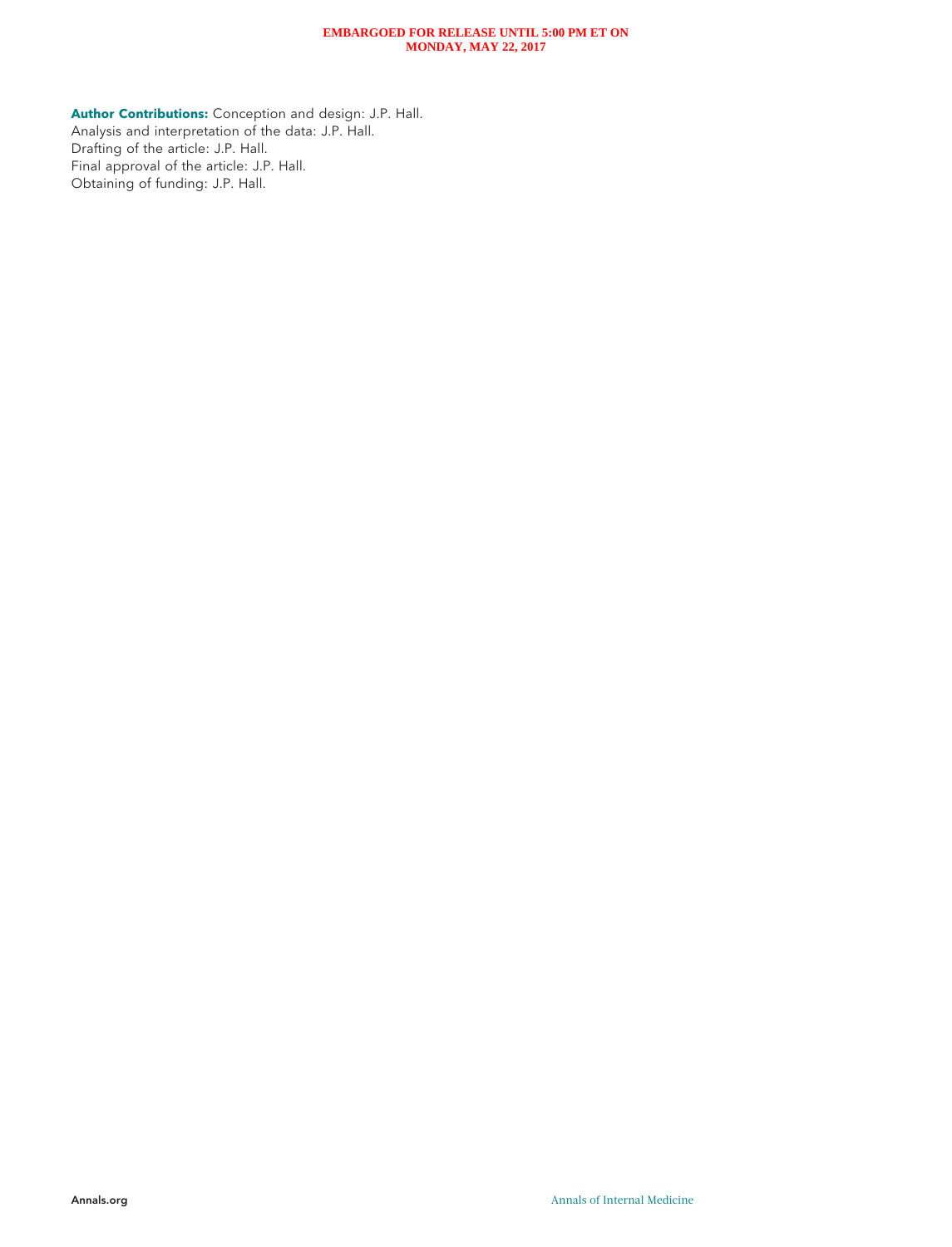**Author Contributions:** Conception and design: J.P. Hall.
Analysis and interpretation of the data: J.P. Hall.
Drafting of the article: J.P. Hall.
Final approval of the article: J.P. Hall.
Obtaining of funding: J.P. Hall.